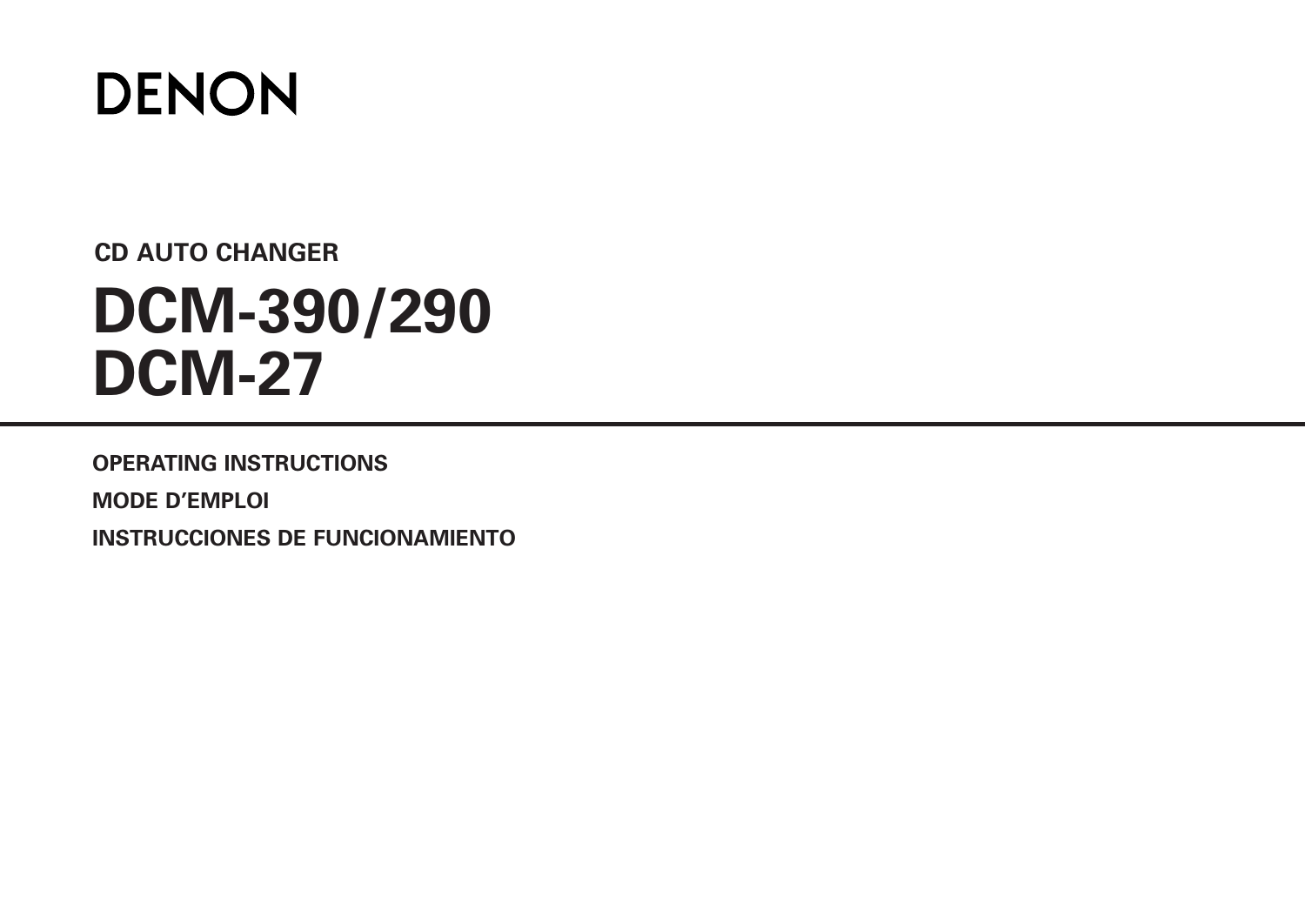# DENON

## CD AUTO CHANGER

# DCM-390/290
# DCM-27

---

**OPERATING INSTRUCTIONS**

**MODE D’EMPLOI**

**INSTRUCCIONES DE FUNCIONAMIENTO**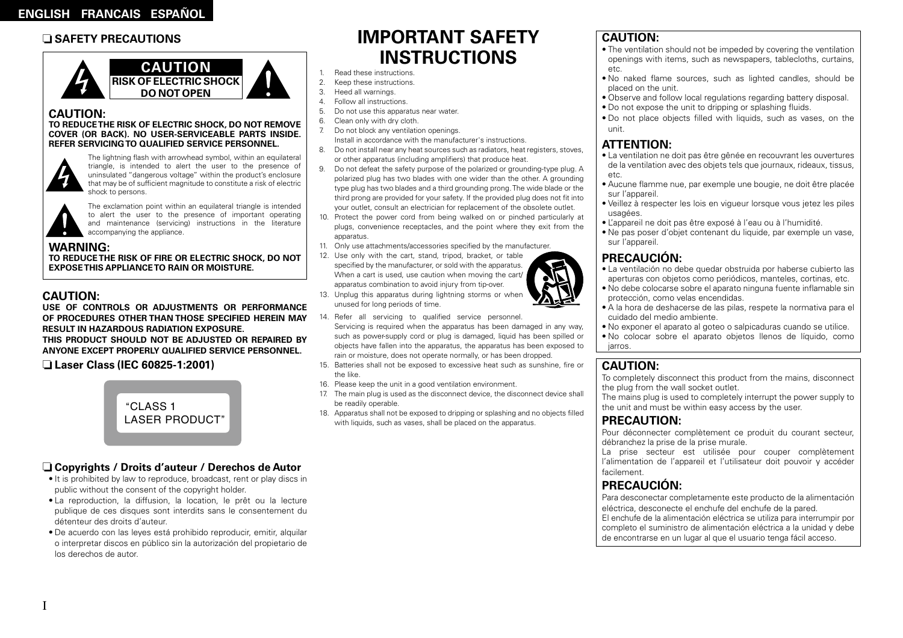ENGLISH FRANCAIS ESPAÑOL

## ❑ SAFETY PRECAUTIONS

**CAUTION**
**RISK OF ELECTRIC SHOCK**
**DO NOT OPEN**

### CAUTION:

**TO REDUCE THE RISK OF ELECTRIC SHOCK, DO NOT REMOVE COVER (OR BACK). NO USER-SERVICEABLE PARTS INSIDE. REFER SERVICING TO QUALIFIED SERVICE PERSONNEL.**

The lightning flash with arrowhead symbol, within an equilateral triangle, is intended to alert the user to the presence of uninsulated "dangerous voltage" within the product's enclosure that may be of sufficient magnitude to constitute a risk of electric shock to persons.

The exclamation point within an equilateral triangle is intended to alert the user to the presence of important operating and maintenance (servicing) instructions in the literature accompanying the appliance.

### WARNING:

**TO REDUCE THE RISK OF FIRE OR ELECTRIC SHOCK, DO NOT EXPOSE THIS APPLIANCE TO RAIN OR MOISTURE.**

### CAUTION:

**USE OF CONTROLS OR ADJUSTMENTS OR PERFORMANCE OF PROCEDURES OTHER THAN THOSE SPECIFIED HEREIN MAY RESULT IN HAZARDOUS RADIATION EXPOSURE.**

**THIS PRODUCT SHOULD NOT BE ADJUSTED OR REPAIRED BY ANYONE EXCEPT PROPERLY QUALIFIED SERVICE PERSONNEL.**

### ❑ Laser Class (IEC 60825-1:2001)

"CLASS 1
LASER PRODUCT"

### ❑ Copyrights / Droits d'auteur / Derechos de Autor

- It is prohibited by law to reproduce, broadcast, rent or play discs in public without the consent of the copyright holder.
- La reproduction, la diffusion, la location, le prêt ou la lecture publique de ces disques sont interdits sans le consentement du détenteur des droits d'auteur.
- De acuerdo con las leyes está prohibido reproducir, emitir, alquilar o interpretar discos en público sin la autorización del propietario de los derechos de autor.

# IMPORTANT SAFETY INSTRUCTIONS

1. Read these instructions.
2. Keep these instructions.
3. Heed all warnings.
4. Follow all instructions.
5. Do not use this apparatus near water.
6. Clean only with dry cloth.
7. Do not block any ventilation openings.
   Install in accordance with the manufacturer's instructions.
8. Do not install near any heat sources such as radiators, heat registers, stoves, or other apparatus (including amplifiers) that produce heat.
9. Do not defeat the safety purpose of the polarized or grounding-type plug. A polarized plug has two blades with one wider than the other. A grounding type plug has two blades and a third grounding prong. The wide blade or the third prong are provided for your safety. If the provided plug does not fit into your outlet, consult an electrician for replacement of the obsolete outlet.
10. Protect the power cord from being walked on or pinched particularly at plugs, convenience receptacles, and the point where they exit from the apparatus.
11. Only use attachments/accessories specified by the manufacturer.
12. Use only with the cart, stand, tripod, bracket, or table specified by the manufacturer, or sold with the apparatus. When a cart is used, use caution when moving the cart/apparatus combination to avoid injury from tip-over.
13. Unplug this apparatus during lightning storms or when unused for long periods of time.
14. Refer all servicing to qualified service personnel.
    Servicing is required when the apparatus has been damaged in any way, such as power-supply cord or plug is damaged, liquid has been spilled or objects have fallen into the apparatus, the apparatus has been exposed to rain or moisture, does not operate normally, or has been dropped.
15. Batteries shall not be exposed to excessive heat such as sunshine, fire or the like.
16. Please keep the unit in a good ventilation environment.
17. The main plug is used as the disconnect device, the disconnect device shall be readily operable.
18. Apparatus shall not be exposed to dripping or splashing and no objects filled with liquids, such as vases, shall be placed on the apparatus.

### CAUTION:

- The ventilation should not be impeded by covering the ventilation openings with items, such as newspapers, tablecloths, curtains, etc.
- No naked flame sources, such as lighted candles, should be placed on the unit.
- Observe and follow local regulations regarding battery disposal.
- Do not expose the unit to dripping or splashing fluids.
- Do not place objects filled with liquids, such as vases, on the unit.

### ATTENTION:

- La ventilation ne doit pas être gênée en recouvrant les ouvertures de la ventilation avec des objets tels que journaux, rideaux, tissus, etc.
- Aucune flamme nue, par exemple une bougie, ne doit être placée sur l'appareil.
- Veillez à respecter les lois en vigueur lorsque vous jetez les piles usagées.
- L'appareil ne doit pas être exposé à l'eau ou à l'humidité.
- Ne pas poser d'objet contenant du liquide, par exemple un vase, sur l'appareil.

### PRECAUCIÓN:

- La ventilación no debe quedar obstruida por haberse cubierto las aperturas con objetos como periódicos, manteles, cortinas, etc.
- No debe colocarse sobre el aparato ninguna fuente inflamable sin protección, como velas encendidas.
- A la hora de deshacerse de las pilas, respete la normativa para el cuidado del medio ambiente.
- No exponer el aparato al goteo o salpicaduras cuando se utilice.
- No colocar sobre el aparato objetos llenos de líquido, como jarros.

### CAUTION:

To completely disconnect this product from the mains, disconnect the plug from the wall socket outlet.
The mains plug is used to completely interrupt the power supply to the unit and must be within easy access by the user.

### PRECAUTION:

Pour déconnecter complètement ce produit du courant secteur, débranchez la prise de la prise murale.
La prise secteur est utilisée pour couper complètement l'alimentation de l'appareil et l'utilisateur doit pouvoir y accéder facilement.

### PRECAUCIÓN:

Para desconectar completamente este producto de la alimentación eléctrica, desconecte el enchufe del enchufe de la pared.
El enchufe de la alimentación eléctrica se utiliza para interrumpir por completo el suministro de alimentación eléctrica a la unidad y debe de encontrarse en un lugar al que el usuario tenga fácil acceso.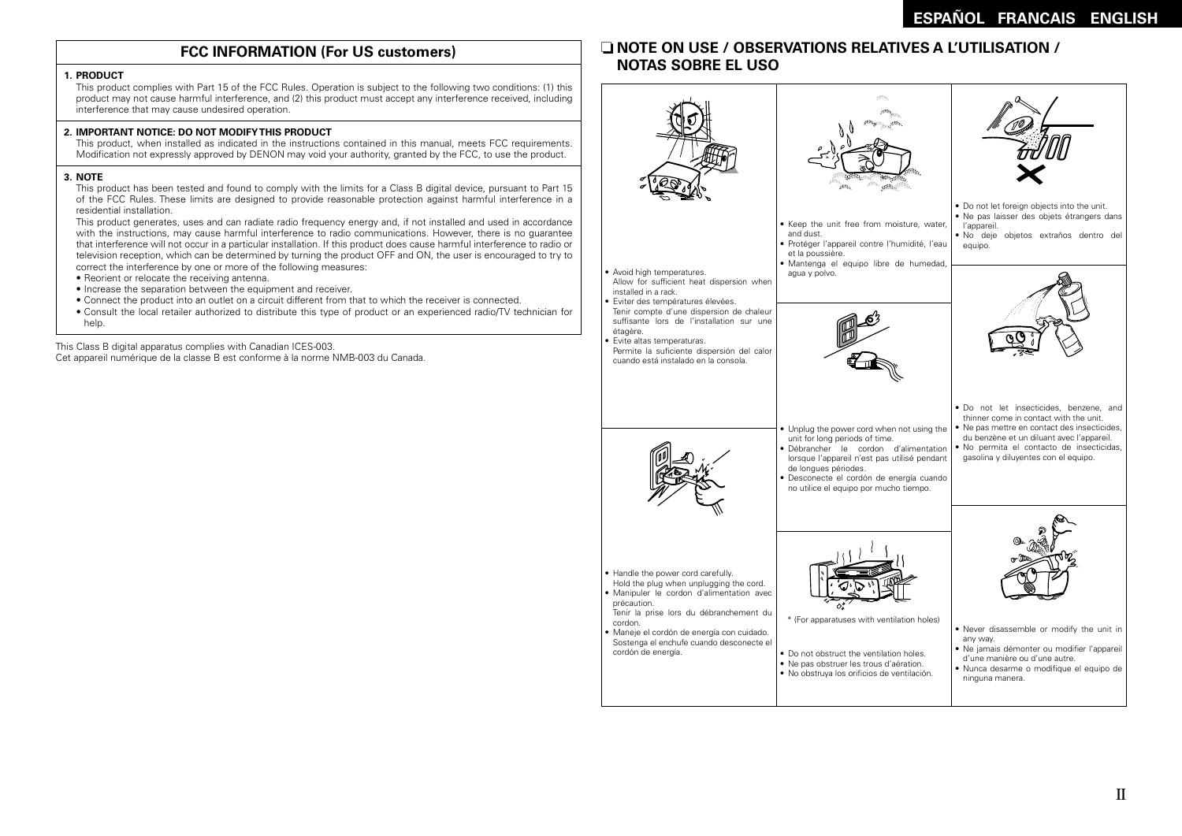## FCC INFORMATION (For US customers)

**1. PRODUCT**

This product complies with Part 15 of the FCC Rules. Operation is subject to the following two conditions: (1) this product may not cause harmful interference, and (2) this product must accept any interference received, including interference that may cause undesired operation.

**2. IMPORTANT NOTICE: DO NOT MODIFY THIS PRODUCT**

This product, when installed as indicated in the instructions contained in this manual, meets FCC requirements. Modification not expressly approved by DENON may void your authority, granted by the FCC, to use the product.

**3. NOTE**

This product has been tested and found to comply with the limits for a Class B digital device, pursuant to Part 15 of the FCC Rules. These limits are designed to provide reasonable protection against harmful interference in a residential installation.

This product generates, uses and can radiate radio frequency energy and, if not installed and used in accordance with the instructions, may cause harmful interference to radio communications. However, there is no guarantee that interference will not occur in a particular installation. If this product does cause harmful interference to radio or television reception, which can be determined by turning the product OFF and ON, the user is encouraged to try to correct the interference by one or more of the following measures:

- Reorient or relocate the receiving antenna.
- Increase the separation between the equipment and receiver.
- Connect the product into an outlet on a circuit different from that to which the receiver is connected.
- Consult the local retailer authorized to distribute this type of product or an experienced radio/TV technician for help.

This Class B digital apparatus complies with Canadian ICES-003.
Cet appareil numérique de la classe B est conforme à la norme NMB-003 du Canada.

## ❑ NOTE ON USE / OBSERVATIONS RELATIVES A L'UTILISATION / NOTAS SOBRE EL USO

- Avoid high temperatures.
  Allow for sufficient heat dispersion when installed in a rack.
- Eviter des températures élevées.
  Tenir compte d'une dispersion de chaleur suffisante lors de l'installation sur une étagère.
- Evite altas temperaturas.
  Permite la suficiente dispersión del calor cuando está instalado en la consola.

- Handle the power cord carefully.
  Hold the plug when unplugging the cord.
- Manipuler le cordon d'alimentation avec précaution.
  Tenir la prise lors du débranchement du cordon.
- Maneje el cordón de energía con cuidado.
  Sostenga el enchufe cuando desconecte el cordón de energía.

- Keep the unit free from moisture, water, and dust.
- Protéger l'appareil contre l'humidité, l'eau et la poussière.
- Mantenga el equipo libre de humedad, agua y polvo.

- Unplug the power cord when not using the unit for long periods of time.
- Débrancher le cordon d'alimentation lorsque l'appareil n'est pas utilisé pendant de longues périodes.
- Desconecte el cordón de energía cuando no utilice el equipo por mucho tiempo.

\* (For apparatuses with ventilation holes)

- Do not obstruct the ventilation holes.
- Ne pas obstruer les trous d'aération.
- No obstruya los orificios de ventilación.

- Do not let foreign objects into the unit.
- Ne pas laisser des objets étrangers dans l'appareil.
- No deje objetos extraños dentro del equipo.

- Do not let insecticides, benzene, and thinner come in contact with the unit.
- Ne pas mettre en contact des insecticides, du benzène et un diluant avec l'appareil.
- No permita el contacto de insecticidas, gasolina y diluyentes con el equipo.

- Never disassemble or modify the unit in any way.
- Ne jamais démonter ou modifier l'appareil d'une manière ou d'une autre.
- Nunca desarme o modifique el equipo de ninguna manera.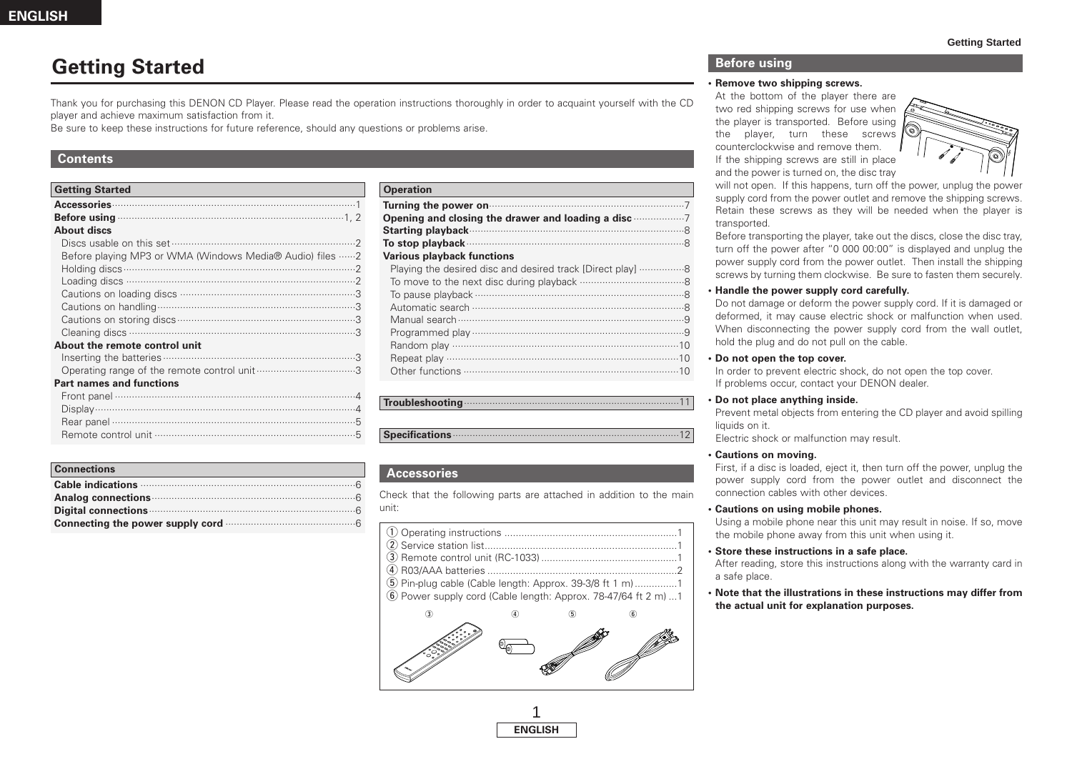# Getting Started

Thank you for purchasing this DENON CD Player. Please read the operation instructions thoroughly in order to acquaint yourself with the CD player and achieve maximum satisfaction from it.
Be sure to keep these instructions for future reference, should any questions or problems arise.

## Contents

**Getting Started**

- **Accessories** ··· 1
- **Before using** ··· 1, 2
- **About discs**
  - Discs usable on this set ··· 2
  - Before playing MP3 or WMA (Windows Media® Audio) files ··· 2
  - Holding discs ··· 2
  - Loading discs ··· 2
  - Cautions on loading discs ··· 3
  - Cautions on handling ··· 3
  - Cautions on storing discs ··· 3
  - Cleaning discs ··· 3
- **About the remote control unit**
  - Inserting the batteries ··· 3
  - Operating range of the remote control unit ··· 3
- **Part names and functions**
  - Front panel ··· 4
  - Display ··· 4
  - Rear panel ··· 5
  - Remote control unit ··· 5

**Connections**

- **Cable indications** ··· 6
- **Analog connections** ··· 6
- **Digital connections** ··· 6
- **Connecting the power supply cord** ··· 6

**Operation**

- **Turning the power on** ··· 7
- **Opening and closing the drawer and loading a disc** ··· 7
- **Starting playback** ··· 8
- **To stop playback** ··· 8
- **Various playback functions**
  - Playing the desired disc and desired track [Direct play] ··· 8
  - To move to the next disc during playback ··· 8
  - To pause playback ··· 8
  - Automatic search ··· 8
  - Manual search ··· 9
  - Programmed play ··· 9
  - Random play ··· 10
  - Repeat play ··· 10
  - Other functions ··· 10

**Troubleshooting** ··· 11

**Specifications** ··· 12

## Accessories

Check that the following parts are attached in addition to the main unit:

1. Operating instructions ··· 1
2. Service station list ··· 1
3. Remote control unit (RC-1033) ··· 1
4. R03/AAA batteries ··· 2
5. Pin-plug cable (Cable length: Approx. 39-3/8 ft 1 m) ··· 1
6. Power supply cord (Cable length: Approx. 78-47/64 ft 2 m) ··· 1

## Before using

- **Remove two shipping screws.**
  At the bottom of the player there are two red shipping screws for use when the player is transported. Before using the player, turn these screws counterclockwise and remove them.
  If the shipping screws are still in place and the power is turned on, the disc tray will not open. If this happens, turn off the power, unplug the power supply cord from the power outlet and remove the shipping screws. Retain these screws as they will be needed when the player is transported.
  Before transporting the player, take out the discs, close the disc tray, turn off the power after "0 000 00:00" is displayed and unplug the power supply cord from the power outlet. Then install the shipping screws by turning them clockwise. Be sure to fasten them securely.
- **Handle the power supply cord carefully.**
  Do not damage or deform the power supply cord. If it is damaged or deformed, it may cause electric shock or malfunction when used. When disconnecting the power supply cord from the wall outlet, hold the plug and do not pull on the cable.
- **Do not open the top cover.**
  In order to prevent electric shock, do not open the top cover.
  If problems occur, contact your DENON dealer.
- **Do not place anything inside.**
  Prevent metal objects from entering the CD player and avoid spilling liquids on it.
  Electric shock or malfunction may result.
- **Cautions on moving.**
  First, if a disc is loaded, eject it, then turn off the power, unplug the power supply cord from the power outlet and disconnect the connection cables with other devices.
- **Cautions on using mobile phones.**
  Using a mobile phone near this unit may result in noise. If so, move the mobile phone away from this unit when using it.
- **Store these instructions in a safe place.**
  After reading, store this instructions along with the warranty card in a safe place.
- **Note that the illustrations in these instructions may differ from the actual unit for explanation purposes.**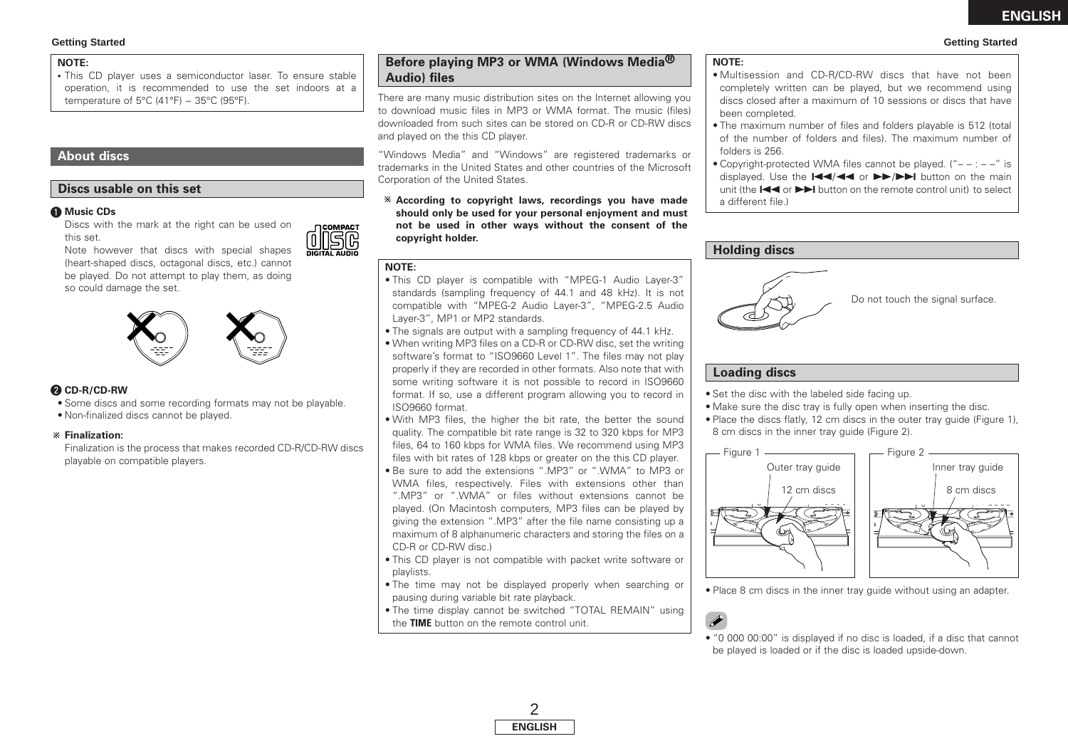**NOTE:**

- This CD player uses a semiconductor laser. To ensure stable operation, it is recommended to use the set indoors at a temperature of 5°C (41°F) ~ 35°C (95°F).

## About discs

### Discs usable on this set

**❶ Music CDs**

Discs with the mark at the right can be used on this set.

Note however that discs with special shapes (heart-shaped discs, octagonal discs, etc.) cannot be played. Do not attempt to play them, as doing so could damage the set.

**❷ CD-R/CD-RW**

- Some discs and some recording formats may not be playable.
- Non-finalized discs cannot be played.

**※ Finalization:**

Finalization is the process that makes recorded CD-R/CD-RW discs playable on compatible players.

## Before playing MP3 or WMA (Windows Media® Audio) files

There are many music distribution sites on the Internet allowing you to download music files in MP3 or WMA format. The music (files) downloaded from such sites can be stored on CD-R or CD-RW discs and played on the this CD player.

"Windows Media" and "Windows" are registered trademarks or trademarks in the United States and other countries of the Microsoft Corporation of the United States.

**※ According to copyright laws, recordings you have made should only be used for your personal enjoyment and must not be used in other ways without the consent of the copyright holder.**

**NOTE:**

- This CD player is compatible with "MPEG-1 Audio Layer-3" standards (sampling frequency of 44.1 and 48 kHz). It is not compatible with "MPEG-2 Audio Layer-3", "MPEG-2.5 Audio Layer-3", MP1 or MP2 standards.
- The signals are output with a sampling frequency of 44.1 kHz.
- When writing MP3 files on a CD-R or CD-RW disc, set the writing software's format to "ISO9660 Level 1". The files may not play properly if they are recorded in other formats. Also note that with some writing software it is not possible to record in ISO9660 format. If so, use a different program allowing you to record in ISO9660 format.
- With MP3 files, the higher the bit rate, the better the sound quality. The compatible bit rate range is 32 to 320 kbps for MP3 files, 64 to 160 kbps for WMA files. We recommend using MP3 files with bit rates of 128 kbps or greater on the this CD player.
- Be sure to add the extensions ".MP3" or ".WMA" to MP3 or WMA files, respectively. Files with extensions other than ".MP3" or ".WMA" or files without extensions cannot be played. (On Macintosh computers, MP3 files can be played by giving the extension ".MP3" after the file name consisting up a maximum of 8 alphanumeric characters and storing the files on a CD-R or CD-RW disc.)
- This CD player is not compatible with packet write software or playlists.
- The time may not be displayed properly when searching or pausing during variable bit rate playback.
- The time display cannot be switched "TOTAL REMAIN" using the **TIME** button on the remote control unit.

**NOTE:**

- Multisession and CD-R/CD-RW discs that have not been completely written can be played, but we recommend using discs closed after a maximum of 10 sessions or discs that have been completed.
- The maximum number of files and folders playable is 512 (total of the number of folders and files). The maximum number of folders is 256.
- Copyright-protected WMA files cannot be played. ("– – : – –" is displayed. Use the ⏮/◀◀ or ▶▶/⏭ button on the main unit (the ⏮ or ⏭ button on the remote control unit) to select a different file.)

## Holding discs

Do not touch the signal surface.

## Loading discs

- Set the disc with the labeled side facing up.
- Make sure the disc tray is fully open when inserting the disc.
- Place the discs flatly, 12 cm discs in the outer tray guide (Figure 1), 8 cm discs in the inner tray guide (Figure 2).

Figure 1: Outer tray guide, 12 cm discs

Figure 2: Inner tray guide, 8 cm discs

- Place 8 cm discs in the inner tray guide without using an adapter.

- "0 000 00:00" is displayed if no disc is loaded, if a disc that cannot be played is loaded or if the disc is loaded upside-down.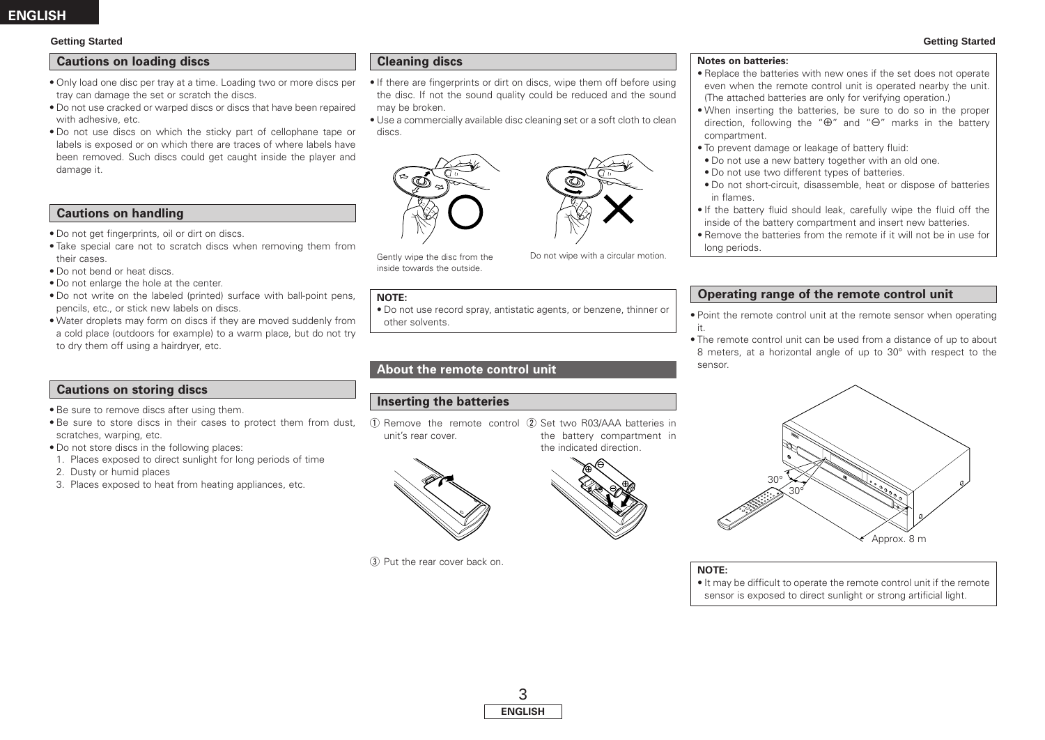## Cautions on loading discs

- Only load one disc per tray at a time. Loading two or more discs per tray can damage the set or scratch the discs.
- Do not use cracked or warped discs or discs that have been repaired with adhesive, etc.
- Do not use discs on which the sticky part of cellophane tape or labels is exposed or on which there are traces of where labels have been removed. Such discs could get caught inside the player and damage it.

## Cautions on handling

- Do not get fingerprints, oil or dirt on discs.
- Take special care not to scratch discs when removing them from their cases.
- Do not bend or heat discs.
- Do not enlarge the hole at the center.
- Do not write on the labeled (printed) surface with ball-point pens, pencils, etc., or stick new labels on discs.
- Water droplets may form on discs if they are moved suddenly from a cold place (outdoors for example) to a warm place, but do not try to dry them off using a hairdryer, etc.

## Cautions on storing discs

- Be sure to remove discs after using them.
- Be sure to store discs in their cases to protect them from dust, scratches, warping, etc.
- Do not store discs in the following places:
  1. Places exposed to direct sunlight for long periods of time
  2. Dusty or humid places
  3. Places exposed to heat from heating appliances, etc.

## Cleaning discs

- If there are fingerprints or dirt on discs, wipe them off before using the disc. If not the sound quality could be reduced and the sound may be broken.
- Use a commercially available disc cleaning set or a soft cloth to clean discs.

Gently wipe the disc from the inside towards the outside.

Do not wipe with a circular motion.

**NOTE:**
- Do not use record spray, antistatic agents, or benzene, thinner or other solvents.

## About the remote control unit

### Inserting the batteries

① Remove the remote control unit's rear cover.

② Set two R03/AAA batteries in the battery compartment in the indicated direction.

③ Put the rear cover back on.

**Notes on batteries:**
- Replace the batteries with new ones if the set does not operate even when the remote control unit is operated nearby the unit. (The attached batteries are only for verifying operation.)
- When inserting the batteries, be sure to do so in the proper direction, following the "⊕" and "⊖" marks in the battery compartment.
- To prevent damage or leakage of battery fluid:
  - Do not use a new battery together with an old one.
  - Do not use two different types of batteries.
  - Do not short-circuit, disassemble, heat or dispose of batteries in flames.
- If the battery fluid should leak, carefully wipe the fluid off the inside of the battery compartment and insert new batteries.
- Remove the batteries from the remote if it will not be in use for long periods.

## Operating range of the remote control unit

- Point the remote control unit at the remote sensor when operating it.
- The remote control unit can be used from a distance of up to about 8 meters, at a horizontal angle of up to 30° with respect to the sensor.

30°
30°
Approx. 8 m

**NOTE:**
- It may be difficult to operate the remote control unit if the remote sensor is exposed to direct sunlight or strong artificial light.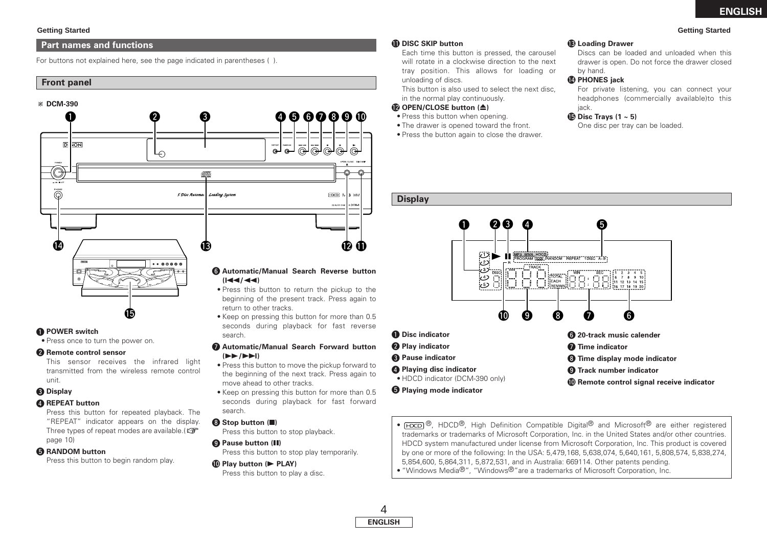## Part names and functions

For buttons not explained here, see the page indicated in parentheses ( ).

### Front panel

※ DCM-390

**❶ POWER switch**
- Press once to turn the power on.

**❷ Remote control sensor**
This sensor receives the infrared light transmitted from the wireless remote control unit.

**❸ Display**

**❹ REPEAT button**
Press this button for repeated playback. The "REPEAT" indicator appears on the display. Three types of repeat modes are available.(☞ page 10)

**❺ RANDOM button**
Press this button to begin random play.

**❻ Automatic/Manual Search Reverse button (I◀◀/◀◀)**
- Press this button to return the pickup to the beginning of the present track. Press again to return to other tracks.
- Keep on pressing this button for more than 0.5 seconds during playback for fast reverse search.

**❼ Automatic/Manual Search Forward button (▶▶/▶▶I)**
- Press this button to move the pickup forward to the beginning of the next track. Press again to move ahead to other tracks.
- Keep on pressing this button for more than 0.5 seconds during playback for fast forward search.

**❽ Stop button (■)**
Press this button to stop playback.

**❾ Pause button (II)**
Press this button to stop play temporarily.

**❿ Play button (▶ PLAY)**
Press this button to play a disc.

**⓫ DISC SKIP button**
Each time this button is pressed, the carousel will rotate in a clockwise direction to the next tray position. This allows for loading or unloading of discs.
This button is also used to select the next disc, in the normal play continuously.

**⓬ OPEN/CLOSE button (⏏)**
- Press this button when opening.
- The drawer is opened toward the front.
- Press the button again to close the drawer.

**⓭ Loading Drawer**
Discs can be loaded and unloaded when this drawer is open. Do not force the drawer closed by hand.

**⓮ PHONES jack**
For private listening, you can connect your headphones (commercially available)to this jack.

**⓯ Disc Trays (1 ~ 5)**
One disc per tray can be loaded.

### Display

**❶ Disc indicator**

**❷ Play indicator**

**❸ Pause indicator**

**❹ Playing disc indicator**
- HDCD indicator (DCM-390 only)

**❺ Playing mode indicator**

**❻ 20-track music calender**

**❼ Time indicator**

**❽ Time display mode indicator**

**❾ Track number indicator**

**❿ Remote control signal receive indicator**

- HDCD®, HDCD®, High Definition Compatible Digital® and Microsoft® are either registered trademarks or trademarks of Microsoft Corporation, Inc. in the United States and/or other countries. HDCD system manufactured under license from Microsoft Corporation, Inc. This product is covered by one or more of the following: In the USA: 5,479,168, 5,638,074, 5,640,161, 5,808,574, 5,838,274, 5,854,600, 5,864,311, 5,872,531, and in Australia: 669114. Other patents pending.
- "Windows Media®", "Windows®"are a trademarks of Microsoft Corporation, Inc.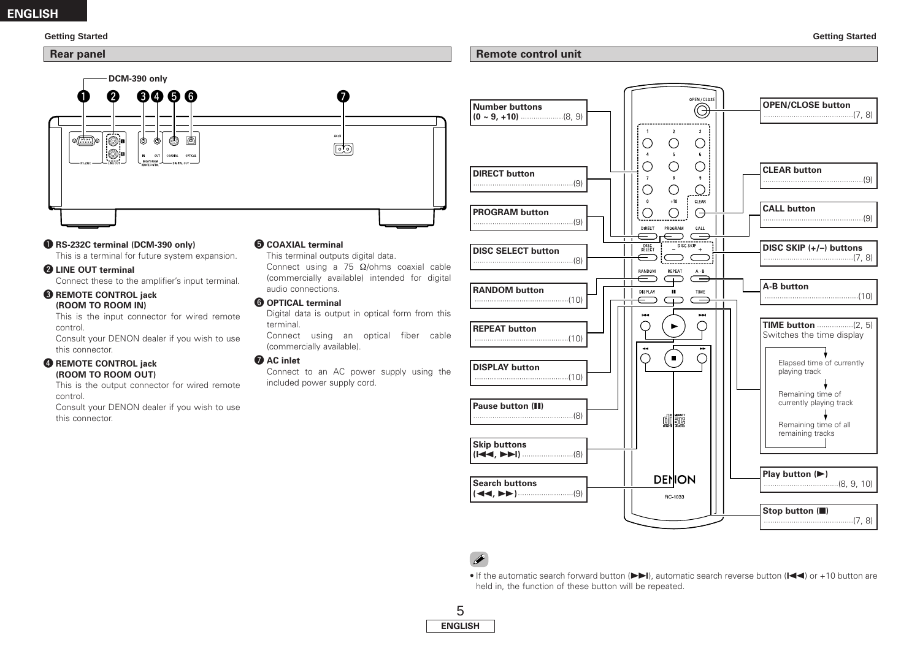## Rear panel

DCM-390 only

❶ ❷ ❸❹ ❺ ❻ ❼

❶ **RS-232C terminal (DCM-390 only)**
This is a terminal for future system expansion.

❷ **LINE OUT terminal**
Connect these to the amplifier's input terminal.

❸ **REMOTE CONTROL jack (ROOM TO ROOM IN)**
This is the input connector for wired remote control.
Consult your DENON dealer if you wish to use this connector.

❹ **REMOTE CONTROL jack (ROOM TO ROOM OUT)**
This is the output connector for wired remote control.
Consult your DENON dealer if you wish to use this connector.

❺ **COAXIAL terminal**
This terminal outputs digital data.
Connect using a 75 Ω/ohms coaxial cable (commercially available) intended for digital audio connections.

❻ **OPTICAL terminal**
Digital data is output in optical form from this terminal.
Connect using an optical fiber cable (commercially available).

❼ **AC inlet**
Connect to an AC power supply using the included power supply cord.

## Remote control unit

- **Number buttons (0 ~ 9, +10)** ....................(8, 9)
- **DIRECT button** ....................(9)
- **PROGRAM button** ....................(9)
- **DISC SELECT button** ....................(8)
- **RANDOM button** ....................(10)
- **REPEAT button** ....................(10)
- **DISPLAY button** ....................(10)
- **Pause button (❚❚)** ....................(8)
- **Skip buttons (I◀◀, ▶▶I)** ....................(8)
- **Search buttons (◀◀, ▶▶)** ....................(9)
- **OPEN/CLOSE button** ....................(7, 8)
- **CLEAR button** ....................(9)
- **CALL button** ....................(9)
- **DISC SKIP (+/–) buttons** ....................(7, 8)
- **A-B button** ....................(10)
- **TIME button** ....................(2, 5)
  Switches the time display
  - Elapsed time of currently playing track
  - Remaining time of currently playing track
  - Remaining time of all remaining tracks
- **Play button (▶)** ....................(8, 9, 10)
- **Stop button (■)** ....................(7, 8)

DENON RC-1033

- If the automatic search forward button (▶▶I), automatic search reverse button (I◀◀) or +10 button are held in, the function of these button will be repeated.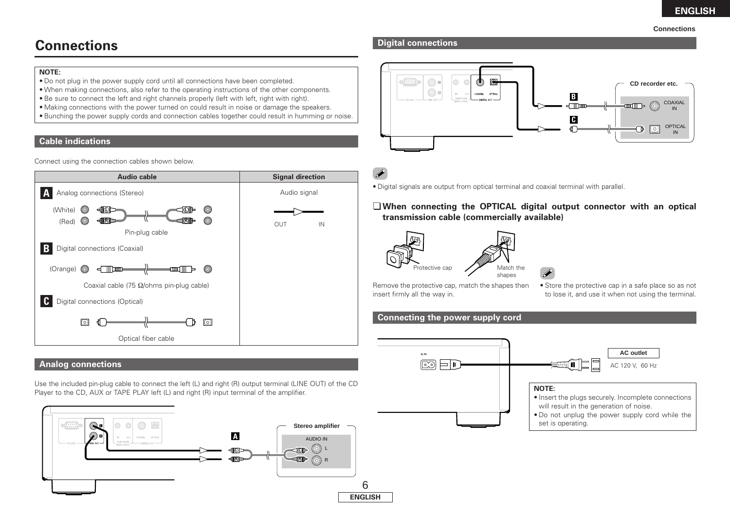# Connections

**NOTE:**
- Do not plug in the power supply cord until all connections have been completed.
- When making connections, also refer to the operating instructions of the other components.
- Be sure to connect the left and right channels properly (left with left, right with right).
- Making connections with the power turned on could result in noise or damage the speakers.
- Bunching the power supply cords and connection cables together could result in humming or noise.

## Cable indications

Connect using the connection cables shown below.

| Audio cable | Signal direction |
|---|---|
| **A** Analog connections (Stereo)<br>(White) (Red)<br>Pin-plug cable | Audio signal<br>OUT IN |
| **B** Digital connections (Coaxial)<br>(Orange)<br>Coaxial cable (75 Ω/ohms pin-plug cable) | |
| **C** Digital connections (Optical)<br>Optical fiber cable | |

## Analog connections

Use the included pin-plug cable to connect the left (L) and right (R) output terminal (LINE OUT) of the CD Player to the CD, AUX or TAPE PLAY left (L) and right (R) input terminal of the amplifier.

Stereo amplifier
AUDIO IN
L
R

## Digital connections

CD recorder etc.
COAXIAL IN
OPTICAL IN

- Digital signals are output from optical terminal and coaxial terminal with parallel.

### ❑ When connecting the OPTICAL digital output connector with an optical transmission cable (commercially available)

Protective cap
Match the shapes

Remove the protective cap, match the shapes then insert firmly all the way in.

- Store the protective cap in a safe place so as not to lose it, and use it when not using the terminal.

## Connecting the power supply cord

AC outlet
AC 120 V, 60 Hz

**NOTE:**
- Insert the plugs securely. Incomplete connections will result in the generation of noise.
- Do not unplug the power supply cord while the set is operating.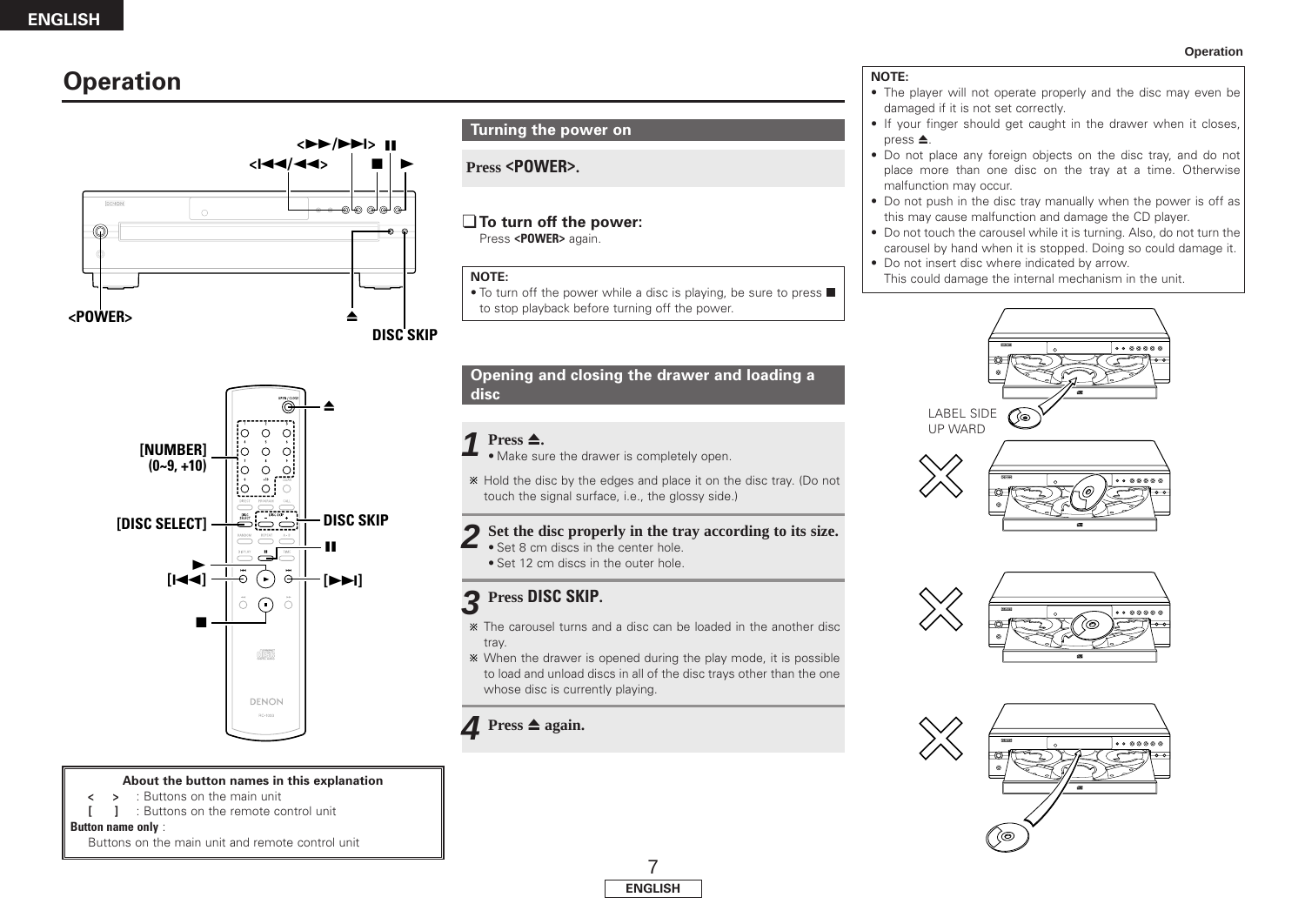# Operation

## Turning the power on

**Press <POWER>.**

❑ **To turn off the power:**
Press **<POWER>** again.

**NOTE:**
- To turn off the power while a disc is playing, be sure to press ■ to stop playback before turning off the power.

## Opening and closing the drawer and loading a disc

**1** **Press ⏏.**
- Make sure the drawer is completely open.

※ Hold the disc by the edges and place it on the disc tray. (Do not touch the signal surface, i.e., the glossy side.)

**2** **Set the disc properly in the tray according to its size.**
- Set 8 cm discs in the center hole.
- Set 12 cm discs in the outer hole.

**3** **Press DISC SKIP.**

※ The carousel turns and a disc can be loaded in the another disc tray.
※ When the drawer is opened during the play mode, it is possible to load and unload discs in all of the disc trays other than the one whose disc is currently playing.

**4** **Press ⏏ again.**

**NOTE:**
- The player will not operate properly and the disc may even be damaged if it is not set correctly.
- If your finger should get caught in the drawer when it closes, press ⏏.
- Do not place any foreign objects on the disc tray, and do not place more than one disc on the tray at a time. Otherwise malfunction may occur.
- Do not push in the disc tray manually when the power is off as this may cause malfunction and damage the CD player.
- Do not touch the carousel while it is turning. Also, do not turn the carousel by hand when it is stopped. Doing so could damage it.
- Do not insert disc where indicated by arrow.
  This could damage the internal mechanism in the unit.

LABEL SIDE UP WARD

**About the button names in this explanation**

< > : Buttons on the main unit
[ ] : Buttons on the remote control unit
**Button name only** :
Buttons on the main unit and remote control unit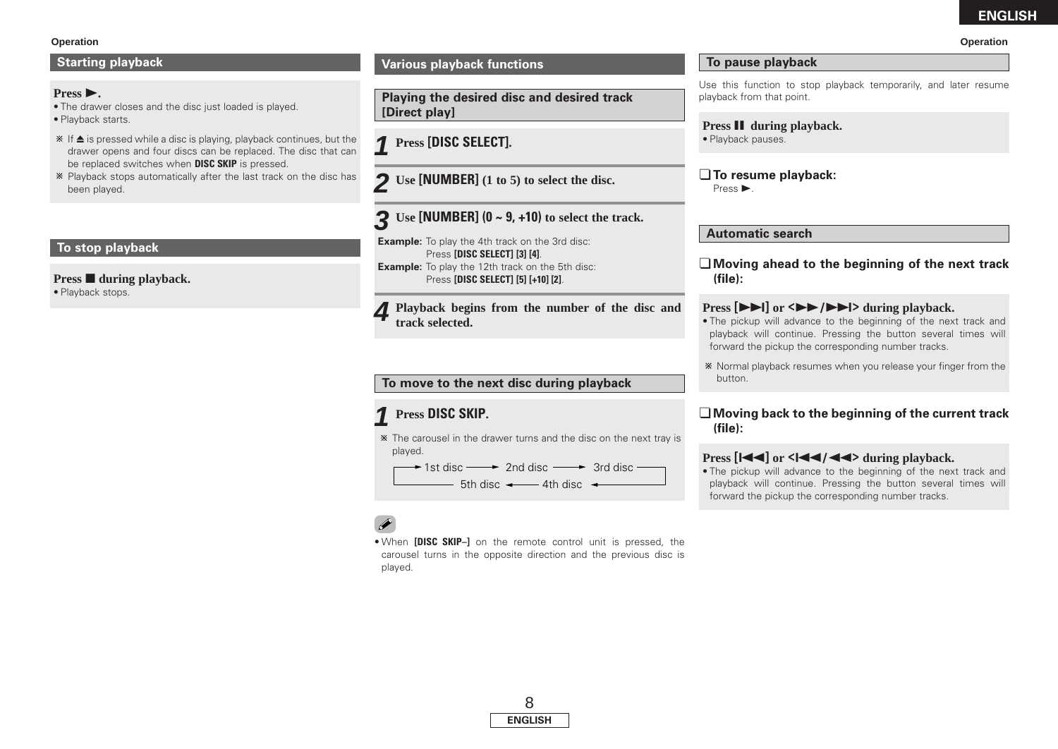## Starting playback

**Press ►.**

- The drawer closes and the disc just loaded is played.
- Playback starts.

※ If ⏏ is pressed while a disc is playing, playback continues, but the drawer opens and four discs can be replaced. The disc that can be replaced switches when **DISC SKIP** is pressed.

※ Playback stops automatically after the last track on the disc has been played.

## To stop playback

**Press ■ during playback.**

- Playback stops.

## Various playback functions

### Playing the desired disc and desired track [Direct play]

**1** **Press [DISC SELECT].**

**2** **Use [NUMBER] (1 to 5) to select the disc.**

**3** **Use [NUMBER] (0 ~ 9, +10) to select the track.**

**Example:** To play the 4th track on the 3rd disc:
Press **[DISC SELECT] [3] [4]**.

**Example:** To play the 12th track on the 5th disc:
Press **[DISC SELECT] [5] [+10] [2]**.

**4** **Playback begins from the number of the disc and track selected.**

### To move to the next disc during playback

**1** **Press DISC SKIP.**

※ The carousel in the drawer turns and the disc on the next tray is played.

1st disc → 2nd disc → 3rd disc → 4th disc → 5th disc → 1st disc

- When **[DISC SKIP–]** on the remote control unit is pressed, the carousel turns in the opposite direction and the previous disc is played.

## To pause playback

Use this function to stop playback temporarily, and later resume playback from that point.

**Press ❚❚ during playback.**

- Playback pauses.

### ❑ To resume playback:

Press ►.

## Automatic search

### ❑ Moving ahead to the beginning of the next track (file):

**Press [►►I] or <►► /►►I> during playback.**

- The pickup will advance to the beginning of the next track and playback will continue. Pressing the button several times will forward the pickup the corresponding number tracks.

※ Normal playback resumes when you release your finger from the button.

### ❑ Moving back to the beginning of the current track (file):

**Press [I◄◄] or <I◄◄/◄◄> during playback.**

- The pickup will advance to the beginning of the next track and playback will continue. Pressing the button several times will forward the pickup the corresponding number tracks.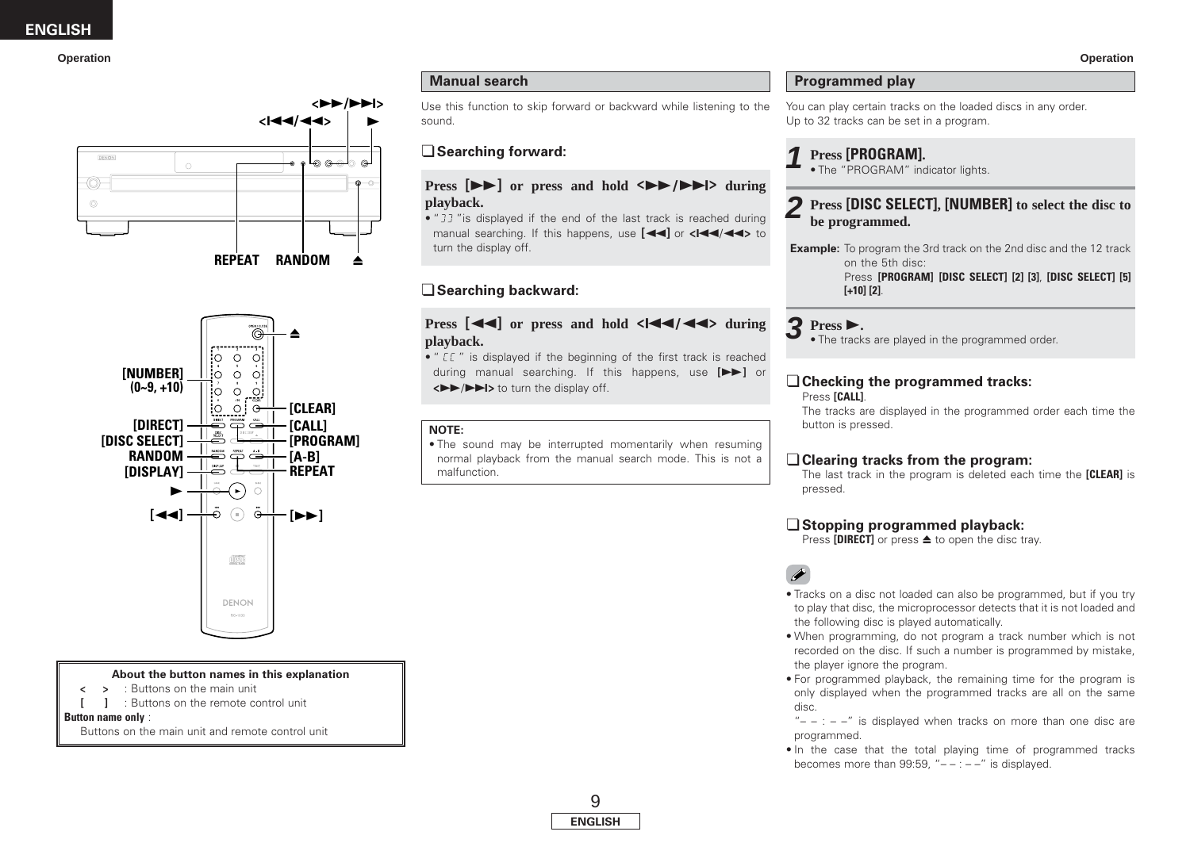## Manual search

Use this function to skip forward or backward while listening to the sound.

### ❑ Searching forward:

**Press [▶▶] or press and hold <▶▶/▶▶I> during playback.**

- "⊐⊐" is displayed if the end of the last track is reached during manual searching. If this happens, use [◀◀] or <I◀◀/◀◀> to turn the display off.

### ❑ Searching backward:

**Press [◀◀] or press and hold <I◀◀/◀◀> during playback.**

- "⊏⊏" is displayed if the beginning of the first track is reached during manual searching. If this happens, use [▶▶] or <▶▶/▶▶I> to turn the display off.

**NOTE:**

- The sound may be interrupted momentarily when resuming normal playback from the manual search mode. This is not a malfunction.

## Programmed play

You can play certain tracks on the loaded discs in any order.
Up to 32 tracks can be set in a program.

**1 Press [PROGRAM].**

- The "PROGRAM" indicator lights.

**2 Press [DISC SELECT], [NUMBER] to select the disc to be programmed.**

**Example:** To program the 3rd track on the 2nd disc and the 12 track on the 5th disc:
Press **[PROGRAM] [DISC SELECT] [2] [3]**, **[DISC SELECT] [5] [+10] [2]**.

**3 Press ▶.**

- The tracks are played in the programmed order.

### ❑ Checking the programmed tracks:

Press **[CALL]**.
The tracks are displayed in the programmed order each time the button is pressed.

### ❑ Clearing tracks from the program:

The last track in the program is deleted each time the **[CLEAR]** is pressed.

### ❑ Stopping programmed playback:

Press **[DIRECT]** or press ⏏ to open the disc tray.

- Tracks on a disc not loaded can also be programmed, but if you try to play that disc, the microprocessor detects that it is not loaded and the following disc is played automatically.
- When programming, do not program a track number which is not recorded on the disc. If such a number is programmed by mistake, the player ignore the program.
- For programmed playback, the remaining time for the program is only displayed when the programmed tracks are all on the same disc.
  "– – : – –" is displayed when tracks on more than one disc are programmed.
- In the case that the total playing time of programmed tracks becomes more than 99:59, "– – : – –" is displayed.

<I◀◀/◀◀> <▶▶/▶▶I> ▶ REPEAT RANDOM ⏏

⏏ [NUMBER] (0~9, +10) [CLEAR] [DIRECT] [CALL] [DISC SELECT] [PROGRAM] RANDOM [A-B] [DISPLAY] REPEAT ▶ [◀◀] [▶▶]

**About the button names in this explanation**

< > : Buttons on the main unit
[ ] : Buttons on the remote control unit
**Button name only** :
Buttons on the main unit and remote control unit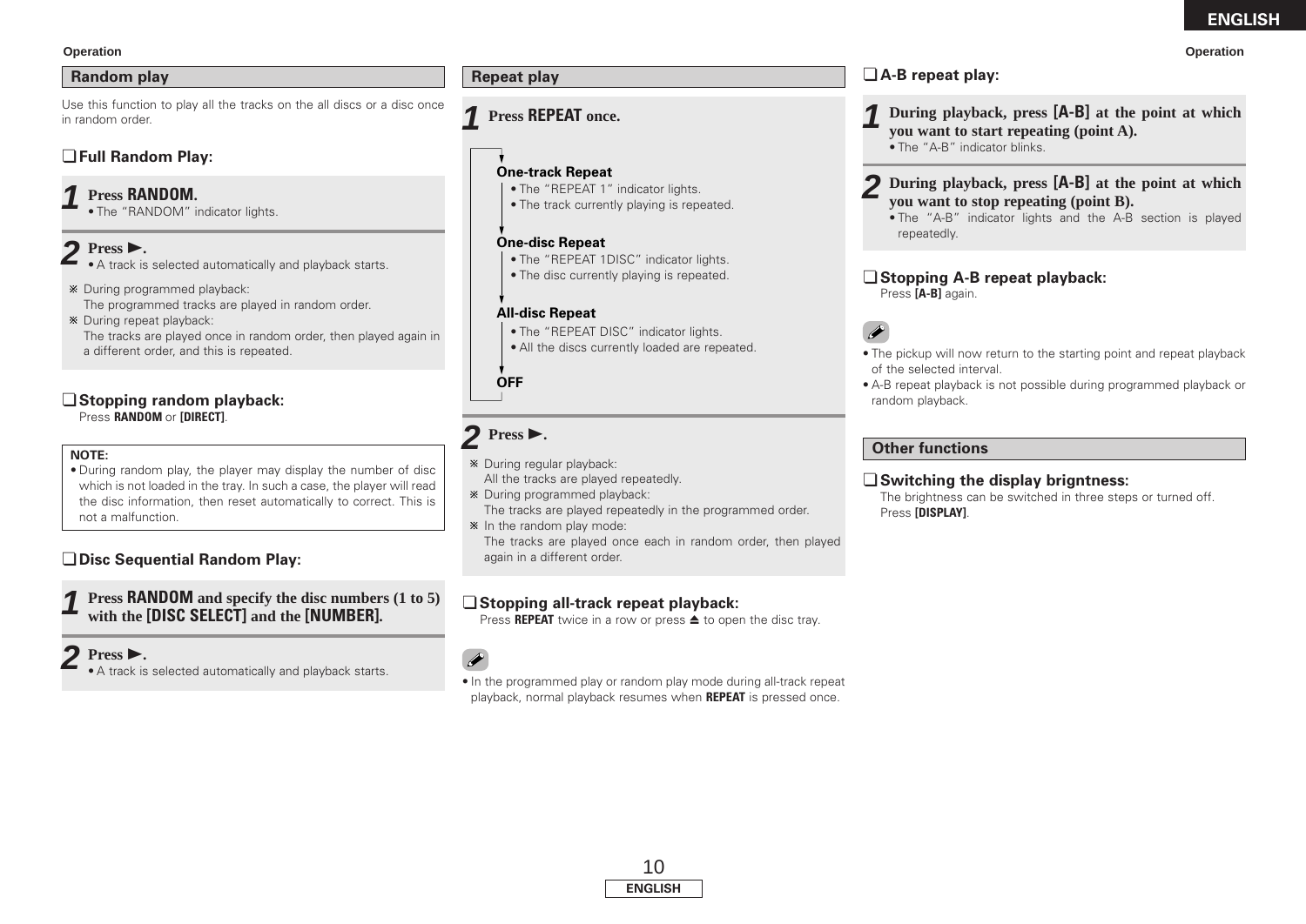## Random play

Use this function to play all the tracks on the all discs or a disc once in random order.

### ❑ Full Random Play:

**1 Press RANDOM.**
- The "RANDOM" indicator lights.

**2 Press ►.**
- A track is selected automatically and playback starts.

※ During programmed playback:
The programmed tracks are played in random order.
※ During repeat playback:
The tracks are played once in random order, then played again in a different order, and this is repeated.

### ❑ Stopping random playback:

Press **RANDOM** or **[DIRECT]**.

**NOTE:**
- During random play, the player may display the number of disc which is not loaded in the tray. In such a case, the player will read the disc information, then reset automatically to correct. This is not a malfunction.

### ❑ Disc Sequential Random Play:

**1 Press RANDOM and specify the disc numbers (1 to 5) with the [DISC SELECT] and the [NUMBER].**

**2 Press ►.**
- A track is selected automatically and playback starts.

## Repeat play

**1 Press REPEAT once.**

**One-track Repeat**
- The "REPEAT 1" indicator lights.
- The track currently playing is repeated.

**One-disc Repeat**
- The "REPEAT 1DISC" indicator lights.
- The disc currently playing is repeated.

**All-disc Repeat**
- The "REPEAT DISC" indicator lights.
- All the discs currently loaded are repeated.

**OFF**

**2 Press ►.**

※ During regular playback:
All the tracks are played repeatedly.
※ During programmed playback:
The tracks are played repeatedly in the programmed order.
※ In the random play mode:
The tracks are played once each in random order, then played again in a different order.

### ❑ Stopping all-track repeat playback:

Press **REPEAT** twice in a row or press ⏏ to open the disc tray.

- In the programmed play or random play mode during all-track repeat playback, normal playback resumes when **REPEAT** is pressed once.

### ❑ A-B repeat play:

**1 During playback, press [A-B] at the point at which you want to start repeating (point A).**
- The "A-B" indicator blinks.

**2 During playback, press [A-B] at the point at which you want to stop repeating (point B).**
- The "A-B" indicator lights and the A-B section is played repeatedly.

### ❑ Stopping A-B repeat playback:

Press **[A-B]** again.

- The pickup will now return to the starting point and repeat playback of the selected interval.
- A-B repeat playback is not possible during programmed playback or random playback.

## Other functions

### ❑ Switching the display brigntness:

The brightness can be switched in three steps or turned off.
Press **[DISPLAY]**.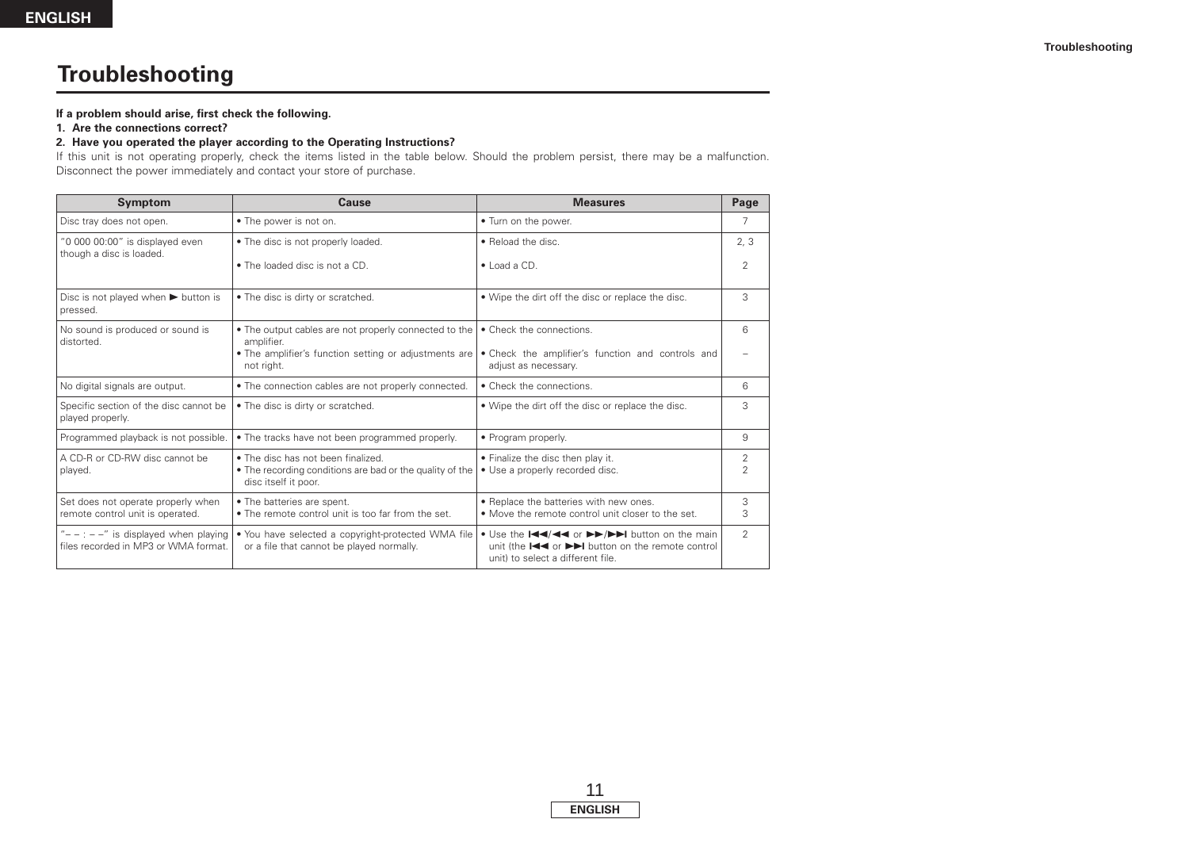# Troubleshooting

**If a problem should arise, first check the following.**

**1. Are the connections correct?**

**2. Have you operated the player according to the Operating Instructions?**

If this unit is not operating properly, check the items listed in the table below. Should the problem persist, there may be a malfunction. Disconnect the power immediately and contact your store of purchase.

| Symptom | Cause | Measures | Page |
|---|---|---|---|
| Disc tray does not open. | • The power is not on. | • Turn on the power. | 7 |
| "0 000 00:00" is displayed even though a disc is loaded. | • The disc is not properly loaded.<br>• The loaded disc is not a CD. | • Reload the disc.<br>• Load a CD. | 2, 3<br>2 |
| Disc is not played when ► button is pressed. | • The disc is dirty or scratched. | • Wipe the dirt off the disc or replace the disc. | 3 |
| No sound is produced or sound is distorted. | • The output cables are not properly connected to the amplifier.<br>• The amplifier's function setting or adjustments are not right. | • Check the connections.<br>• Check the amplifier's function and controls and adjust as necessary. | 6<br>– |
| No digital signals are output. | • The connection cables are not properly connected. | • Check the connections. | 6 |
| Specific section of the disc cannot be played properly. | • The disc is dirty or scratched. | • Wipe the dirt off the disc or replace the disc. | 3 |
| Programmed playback is not possible. | • The tracks have not been programmed properly. | • Program properly. | 9 |
| A CD-R or CD-RW disc cannot be played. | • The disc has not been finalized.<br>• The recording conditions are bad or the quality of the disc itself it poor. | • Finalize the disc then play it.<br>• Use a properly recorded disc. | 2<br>2 |
| Set does not operate properly when remote control unit is operated. | • The batteries are spent.<br>• The remote control unit is too far from the set. | • Replace the batteries with new ones.<br>• Move the remote control unit closer to the set. | 3<br>3 |
| "– – : – –" is displayed when playing files recorded in MP3 or WMA format. | • You have selected a copyright-protected WMA file or a file that cannot be played normally. | • Use the ⏮/◄◄ or ►►/⏭ button on the main unit (the ⏮ or ⏭ button on the remote control unit) to select a different file. | 2 |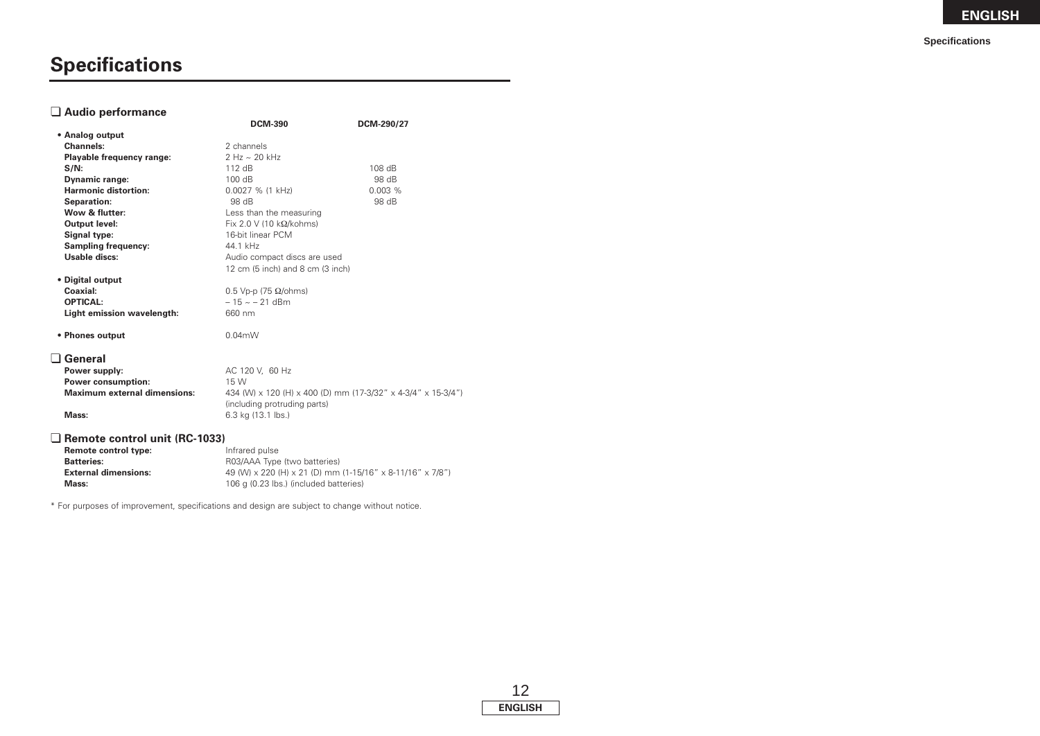# Specifications

## ❑ Audio performance

| | DCM-390 | DCM-290/27 |
|---|---|---|
| **• Analog output** | | |
| **Channels:** | 2 channels | |
| **Playable frequency range:** | 2 Hz ~ 20 kHz | |
| **S/N:** | 112 dB | 108 dB |
| **Dynamic range:** | 100 dB | 98 dB |
| **Harmonic distortion:** | 0.0027 % (1 kHz) | 0.003 % |
| **Separation:** | 98 dB | 98 dB |
| **Wow & flutter:** | Less than the measuring | |
| **Output level:** | Fix 2.0 V (10 kΩ/kohms) | |
| **Signal type:** | 16-bit linear PCM | |
| **Sampling frequency:** | 44.1 kHz | |
| **Usable discs:** | Audio compact discs are used 12 cm (5 inch) and 8 cm (3 inch) | |
| **• Digital output** | | |
| **Coaxial:** | 0.5 Vp-p (75 Ω/ohms) | |
| **OPTICAL:** | – 15 ~ – 21 dBm | |
| **Light emission wavelength:** | 660 nm | |
| **• Phones output** | 0.04mW | |

## ❑ General

**Power supply:** AC 120 V, 60 Hz

**Power consumption:** 15 W

**Maximum external dimensions:** 434 (W) x 120 (H) x 400 (D) mm (17-3/32" x 4-3/4" x 15-3/4") (including protruding parts)

**Mass:** 6.3 kg (13.1 lbs.)

## ❑ Remote control unit (RC-1033)

**Remote control type:** Infrared pulse

**Batteries:** R03/AAA Type (two batteries)

**External dimensions:** 49 (W) x 220 (H) x 21 (D) mm (1-15/16" x 8-11/16" x 7/8")

**Mass:** 106 g (0.23 lbs.) (included batteries)

* For purposes of improvement, specifications and design are subject to change without notice.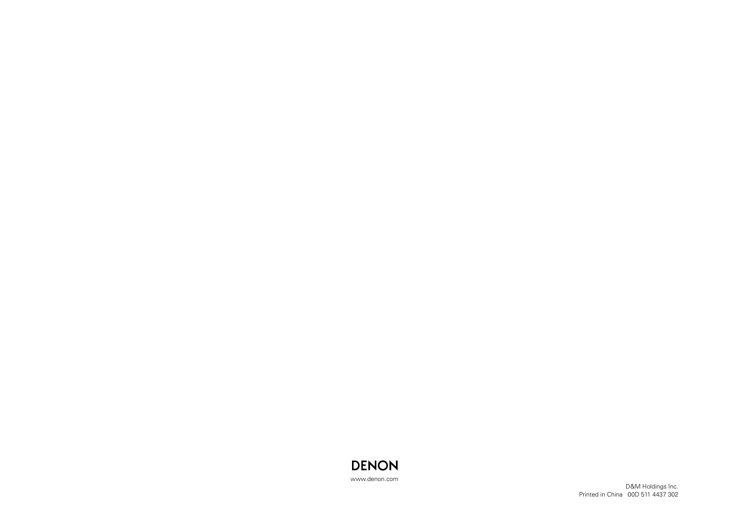DENON

www.denon.com

D&M Holdings Inc.

Printed in China 00D 511 4437 302